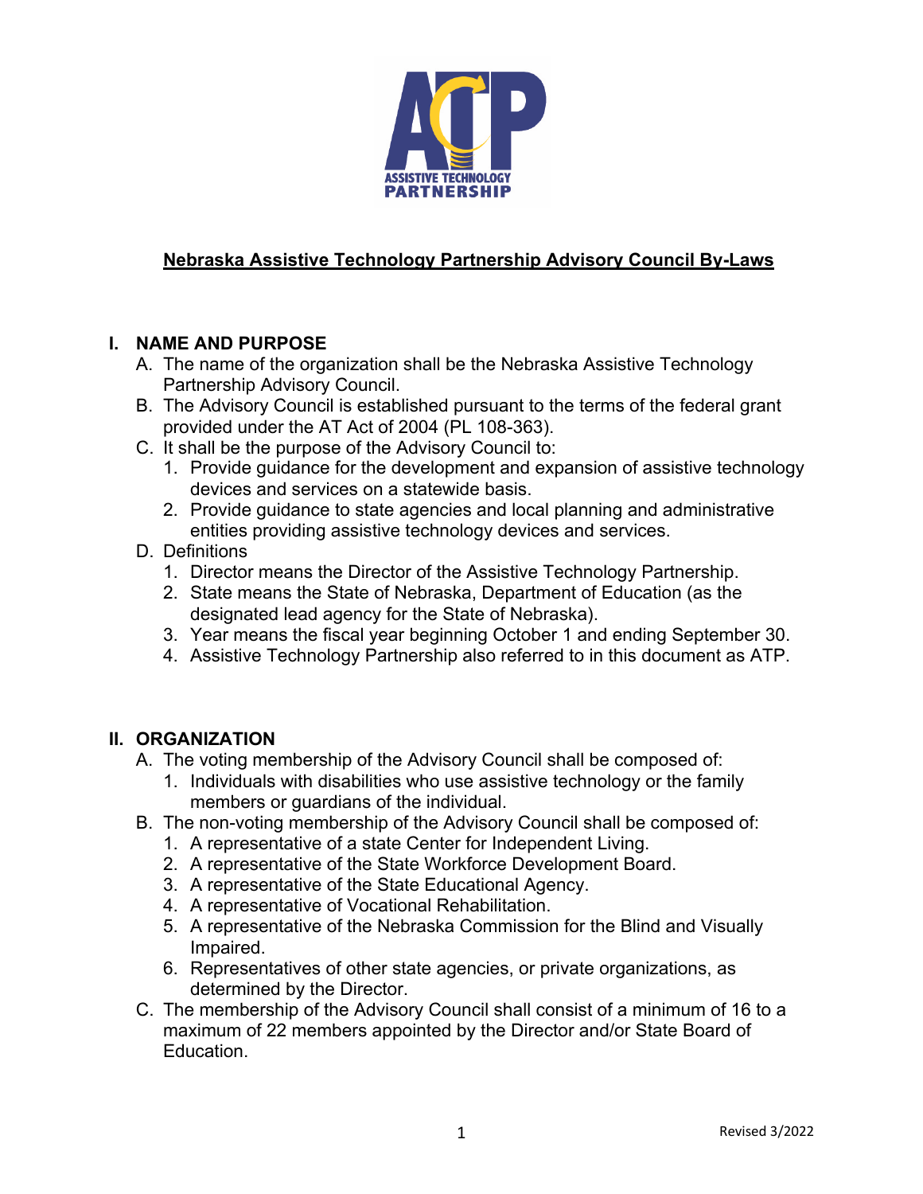# Nebraska Assistive Technology Partnership Advisory Council By-Laws

## I. NAME AND PURPOSE

A. The name of the organization shall be the Nebraska Assistive Technology Partnership Advisory Council.

B. The Advisory Council is established pursuant to the terms of the federal grant provided under the AT Act of 2004 (PL 108-363).

C. It shall be the purpose of the Advisory Council to:

1. Provide guidance for the development and expansion of assistive technology devices and services on a statewide basis.
2. Provide guidance to state agencies and local planning and administrative entities providing assistive technology devices and services.

D. Definitions

1. Director means the Director of the Assistive Technology Partnership.
2. State means the State of Nebraska, Department of Education (as the designated lead agency for the State of Nebraska).
3. Year means the fiscal year beginning October 1 and ending September 30.
4. Assistive Technology Partnership also referred to in this document as ATP.

## II. ORGANIZATION

A. The voting membership of the Advisory Council shall be composed of:

1. Individuals with disabilities who use assistive technology or the family members or guardians of the individual.

B. The non-voting membership of the Advisory Council shall be composed of:

1. A representative of a state Center for Independent Living.
2. A representative of the State Workforce Development Board.
3. A representative of the State Educational Agency.
4. A representative of Vocational Rehabilitation.
5. A representative of the Nebraska Commission for the Blind and Visually Impaired.
6. Representatives of other state agencies, or private organizations, as determined by the Director.

C. The membership of the Advisory Council shall consist of a minimum of 16 to a maximum of 22 members appointed by the Director and/or State Board of Education.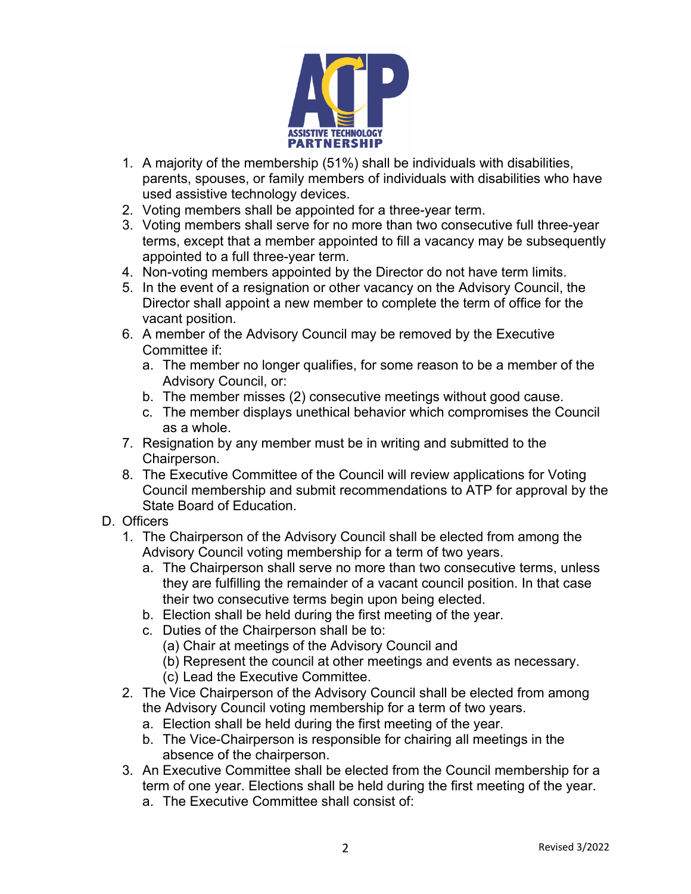1. A majority of the membership (51%) shall be individuals with disabilities, parents, spouses, or family members of individuals with disabilities who have used assistive technology devices.
2. Voting members shall be appointed for a three-year term.
3. Voting members shall serve for no more than two consecutive full three-year terms, except that a member appointed to fill a vacancy may be subsequently appointed to a full three-year term.
4. Non-voting members appointed by the Director do not have term limits.
5. In the event of a resignation or other vacancy on the Advisory Council, the Director shall appoint a new member to complete the term of office for the vacant position.
6. A member of the Advisory Council may be removed by the Executive Committee if:
   a. The member no longer qualifies, for some reason to be a member of the Advisory Council, or:
   b. The member misses (2) consecutive meetings without good cause.
   c. The member displays unethical behavior which compromises the Council as a whole.
7. Resignation by any member must be in writing and submitted to the Chairperson.
8. The Executive Committee of the Council will review applications for Voting Council membership and submit recommendations to ATP for approval by the State Board of Education.

D. Officers

1. The Chairperson of the Advisory Council shall be elected from among the Advisory Council voting membership for a term of two years.
   a. The Chairperson shall serve no more than two consecutive terms, unless they are fulfilling the remainder of a vacant council position. In that case their two consecutive terms begin upon being elected.
   b. Election shall be held during the first meeting of the year.
   c. Duties of the Chairperson shall be to:
      (a) Chair at meetings of the Advisory Council and
      (b) Represent the council at other meetings and events as necessary.
      (c) Lead the Executive Committee.
2. The Vice Chairperson of the Advisory Council shall be elected from among the Advisory Council voting membership for a term of two years.
   a. Election shall be held during the first meeting of the year.
   b. The Vice-Chairperson is responsible for chairing all meetings in the absence of the chairperson.
3. An Executive Committee shall be elected from the Council membership for a term of one year. Elections shall be held during the first meeting of the year.
   a. The Executive Committee shall consist of: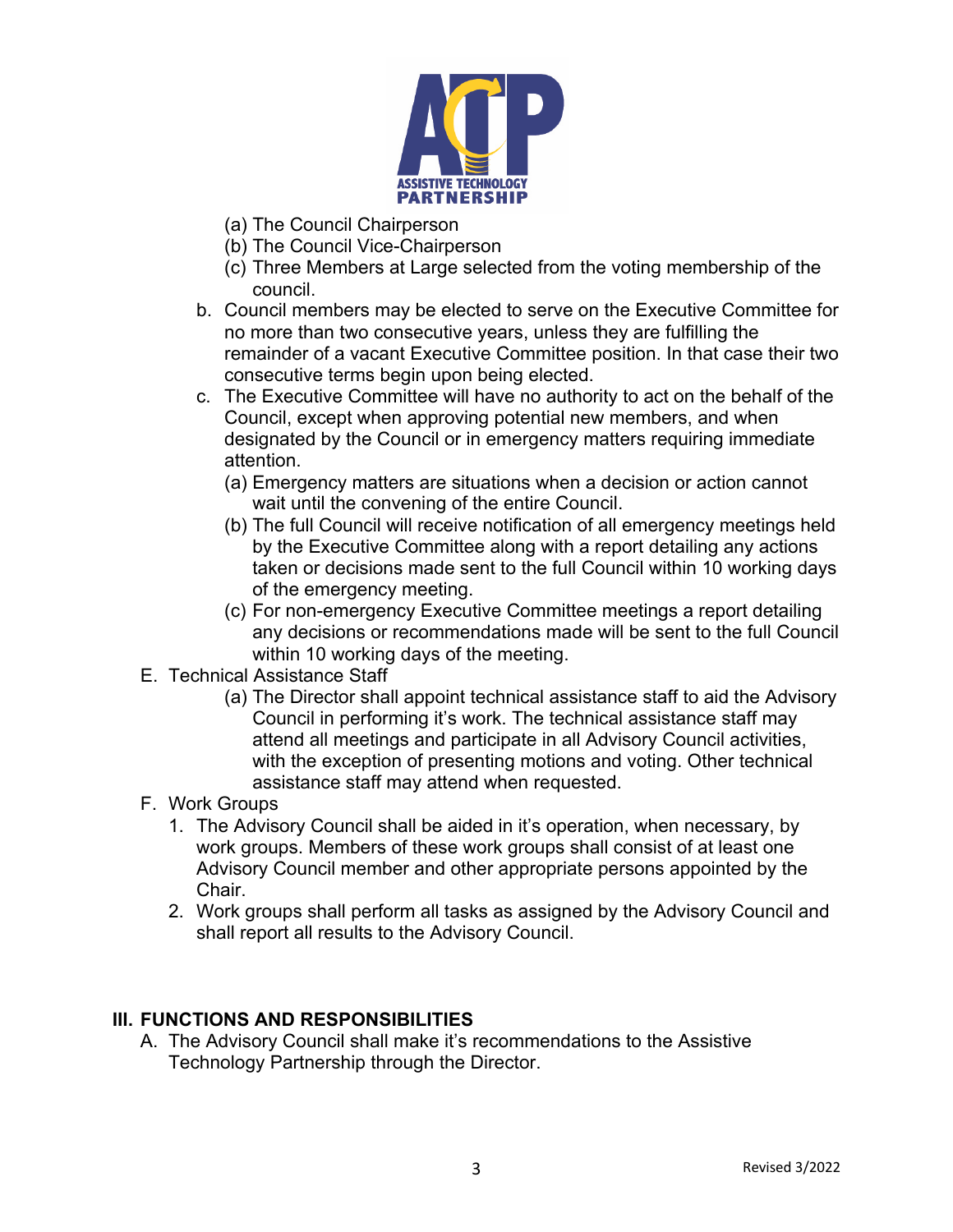(a) The Council Chairperson
(b) The Council Vice-Chairperson
(c) Three Members at Large selected from the voting membership of the council.

b. Council members may be elected to serve on the Executive Committee for no more than two consecutive years, unless they are fulfilling the remainder of a vacant Executive Committee position. In that case their two consecutive terms begin upon being elected.

c. The Executive Committee will have no authority to act on the behalf of the Council, except when approving potential new members, and when designated by the Council or in emergency matters requiring immediate attention.
   (a) Emergency matters are situations when a decision or action cannot wait until the convening of the entire Council.
   (b) The full Council will receive notification of all emergency meetings held by the Executive Committee along with a report detailing any actions taken or decisions made sent to the full Council within 10 working days of the emergency meeting.
   (c) For non-emergency Executive Committee meetings a report detailing any decisions or recommendations made will be sent to the full Council within 10 working days of the meeting.

E. Technical Assistance Staff
   (a) The Director shall appoint technical assistance staff to aid the Advisory Council in performing it's work. The technical assistance staff may attend all meetings and participate in all Advisory Council activities, with the exception of presenting motions and voting. Other technical assistance staff may attend when requested.

F. Work Groups
   1. The Advisory Council shall be aided in it's operation, when necessary, by work groups. Members of these work groups shall consist of at least one Advisory Council member and other appropriate persons appointed by the Chair.
   2. Work groups shall perform all tasks as assigned by the Advisory Council and shall report all results to the Advisory Council.

## III. FUNCTIONS AND RESPONSIBILITIES

A. The Advisory Council shall make it's recommendations to the Assistive Technology Partnership through the Director.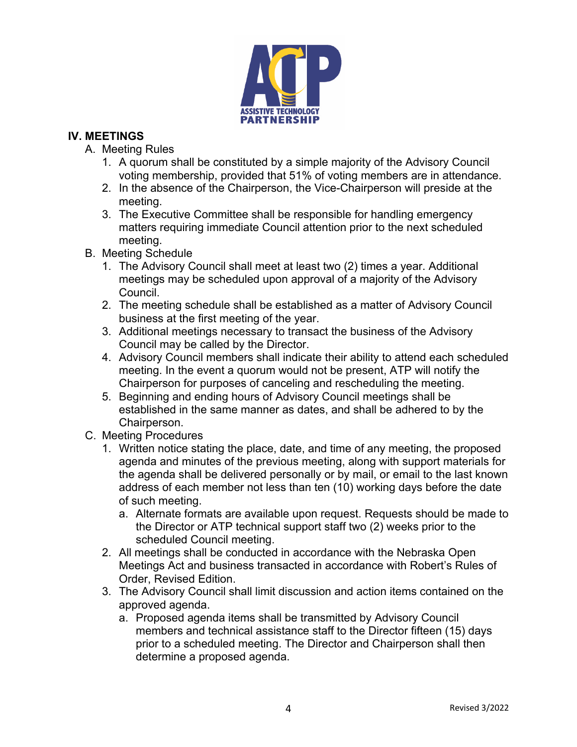## IV. MEETINGS

A. Meeting Rules

1. A quorum shall be constituted by a simple majority of the Advisory Council voting membership, provided that 51% of voting members are in attendance.
2. In the absence of the Chairperson, the Vice-Chairperson will preside at the meeting.
3. The Executive Committee shall be responsible for handling emergency matters requiring immediate Council attention prior to the next scheduled meeting.

B. Meeting Schedule

1. The Advisory Council shall meet at least two (2) times a year. Additional meetings may be scheduled upon approval of a majority of the Advisory Council.
2. The meeting schedule shall be established as a matter of Advisory Council business at the first meeting of the year.
3. Additional meetings necessary to transact the business of the Advisory Council may be called by the Director.
4. Advisory Council members shall indicate their ability to attend each scheduled meeting. In the event a quorum would not be present, ATP will notify the Chairperson for purposes of canceling and rescheduling the meeting.
5. Beginning and ending hours of Advisory Council meetings shall be established in the same manner as dates, and shall be adhered to by the Chairperson.

C. Meeting Procedures

1. Written notice stating the place, date, and time of any meeting, the proposed agenda and minutes of the previous meeting, along with support materials for the agenda shall be delivered personally or by mail, or email to the last known address of each member not less than ten (10) working days before the date of such meeting.
   a. Alternate formats are available upon request. Requests should be made to the Director or ATP technical support staff two (2) weeks prior to the scheduled Council meeting.
2. All meetings shall be conducted in accordance with the Nebraska Open Meetings Act and business transacted in accordance with Robert's Rules of Order, Revised Edition.
3. The Advisory Council shall limit discussion and action items contained on the approved agenda.
   a. Proposed agenda items shall be transmitted by Advisory Council members and technical assistance staff to the Director fifteen (15) days prior to a scheduled meeting. The Director and Chairperson shall then determine a proposed agenda.

Revised 3/2022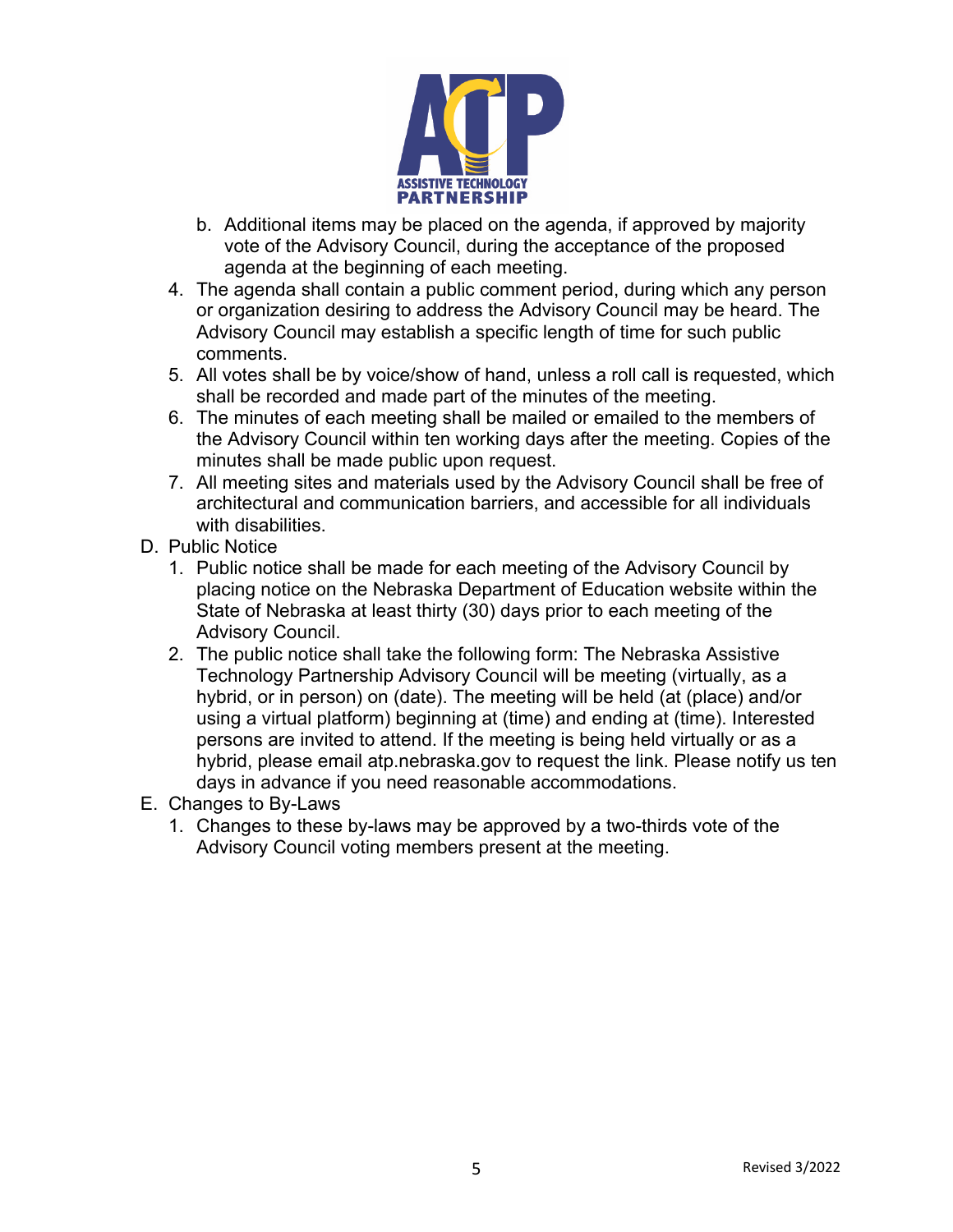b. Additional items may be placed on the agenda, if approved by majority vote of the Advisory Council, during the acceptance of the proposed agenda at the beginning of each meeting.

4. The agenda shall contain a public comment period, during which any person or organization desiring to address the Advisory Council may be heard. The Advisory Council may establish a specific length of time for such public comments.
5. All votes shall be by voice/show of hand, unless a roll call is requested, which shall be recorded and made part of the minutes of the meeting.
6. The minutes of each meeting shall be mailed or emailed to the members of the Advisory Council within ten working days after the meeting. Copies of the minutes shall be made public upon request.
7. All meeting sites and materials used by the Advisory Council shall be free of architectural and communication barriers, and accessible for all individuals with disabilities.

D. Public Notice

1. Public notice shall be made for each meeting of the Advisory Council by placing notice on the Nebraska Department of Education website within the State of Nebraska at least thirty (30) days prior to each meeting of the Advisory Council.
2. The public notice shall take the following form: The Nebraska Assistive Technology Partnership Advisory Council will be meeting (virtually, as a hybrid, or in person) on (date). The meeting will be held (at (place) and/or using a virtual platform) beginning at (time) and ending at (time). Interested persons are invited to attend. If the meeting is being held virtually or as a hybrid, please email atp.nebraska.gov to request the link. Please notify us ten days in advance if you need reasonable accommodations.

E. Changes to By-Laws

1. Changes to these by-laws may be approved by a two-thirds vote of the Advisory Council voting members present at the meeting.